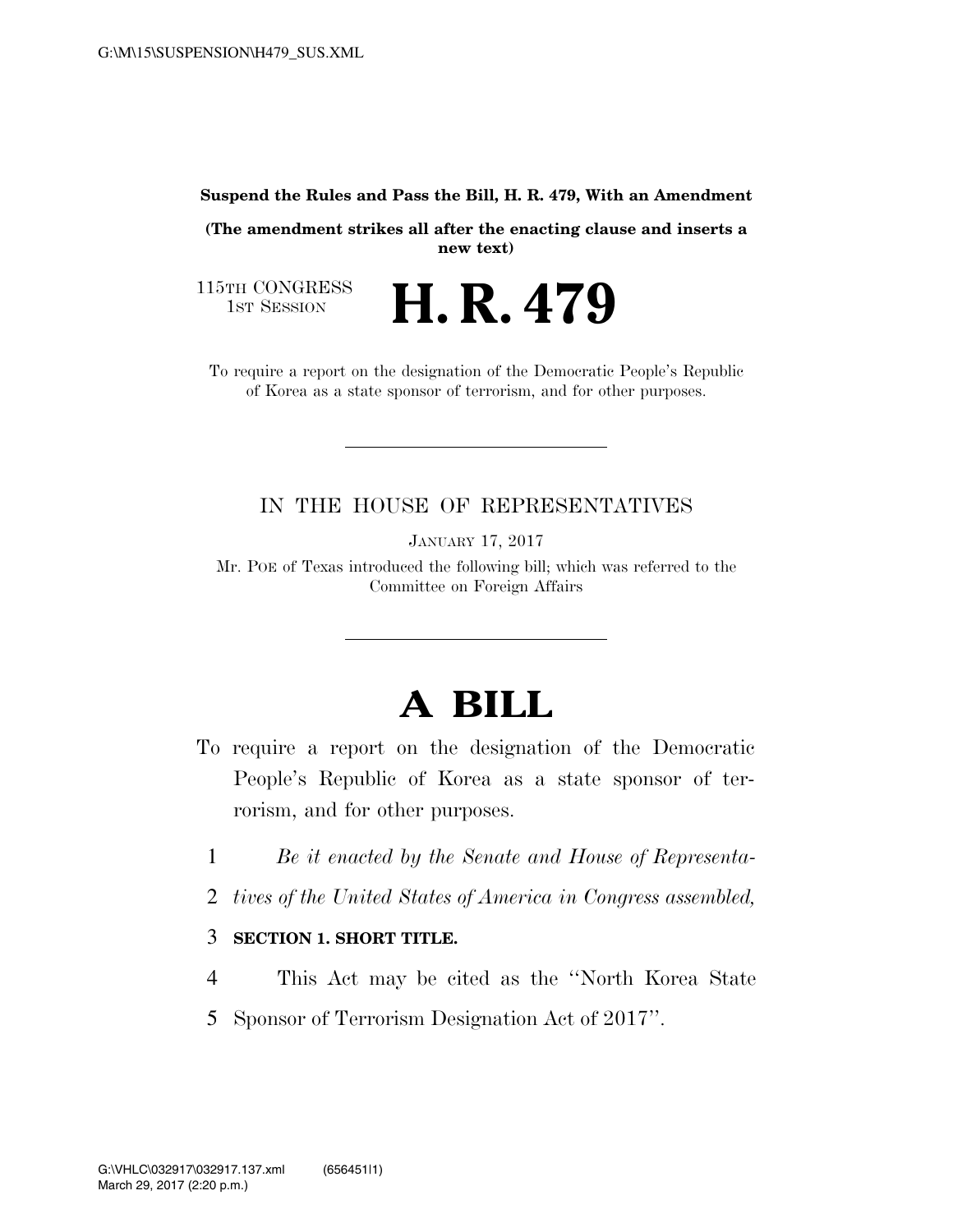**Suspend the Rules and Pass the Bill, H. R. 479, With an Amendment**

**(The amendment strikes all after the enacting clause and inserts a new text)**

115TH CONGRESS
1ST SESSION

# H. R. 479

To require a report on the designation of the Democratic People's Republic of Korea as a state sponsor of terrorism, and for other purposes.

---

IN THE HOUSE OF REPRESENTATIVES

JANUARY 17, 2017

Mr. POE of Texas introduced the following bill; which was referred to the Committee on Foreign Affairs

---

# A BILL

To require a report on the designation of the Democratic People's Republic of Korea as a state sponsor of terrorism, and for other purposes.

1 *Be it enacted by the Senate and House of Representa-*
2 *tives of the United States of America in Congress assembled,*

3 **SECTION 1. SHORT TITLE.**

4 This Act may be cited as the ''North Korea State
5 Sponsor of Terrorism Designation Act of 2017''.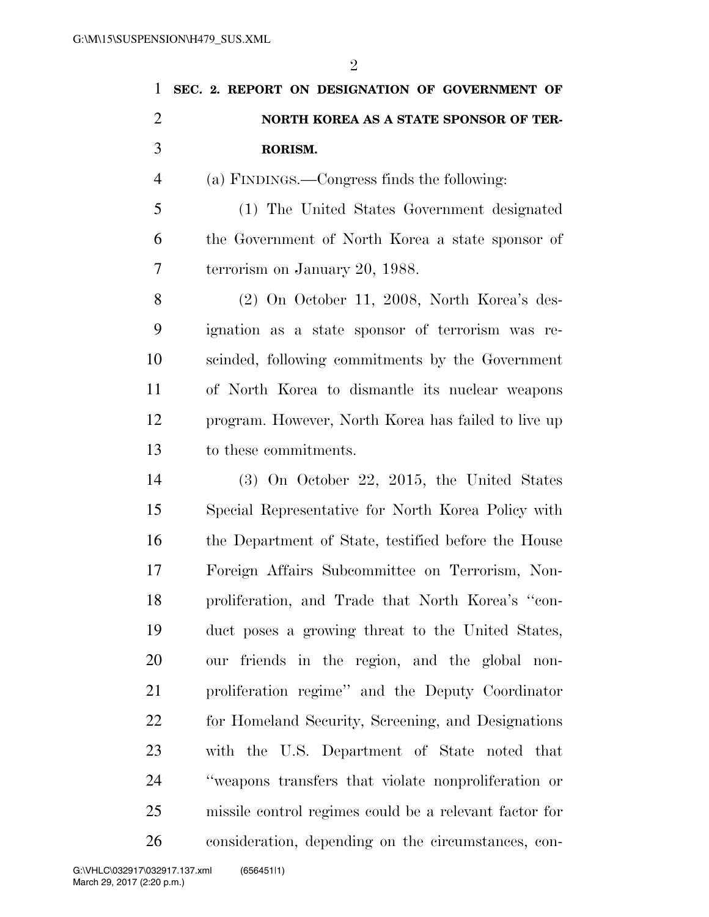**SEC. 2. REPORT ON DESIGNATION OF GOVERNMENT OF NORTH KOREA AS A STATE SPONSOR OF TERRORISM.**

(a) FINDINGS.—Congress finds the following:

(1) The United States Government designated the Government of North Korea a state sponsor of terrorism on January 20, 1988.

(2) On October 11, 2008, North Korea's designation as a state sponsor of terrorism was rescinded, following commitments by the Government of North Korea to dismantle its nuclear weapons program. However, North Korea has failed to live up to these commitments.

(3) On October 22, 2015, the United States Special Representative for North Korea Policy with the Department of State, testified before the House Foreign Affairs Subcommittee on Terrorism, Nonproliferation, and Trade that North Korea's "conduct poses a growing threat to the United States, our friends in the region, and the global nonproliferation regime" and the Deputy Coordinator for Homeland Security, Screening, and Designations with the U.S. Department of State noted that "weapons transfers that violate nonproliferation or missile control regimes could be a relevant factor for consideration, depending on the circumstances, con-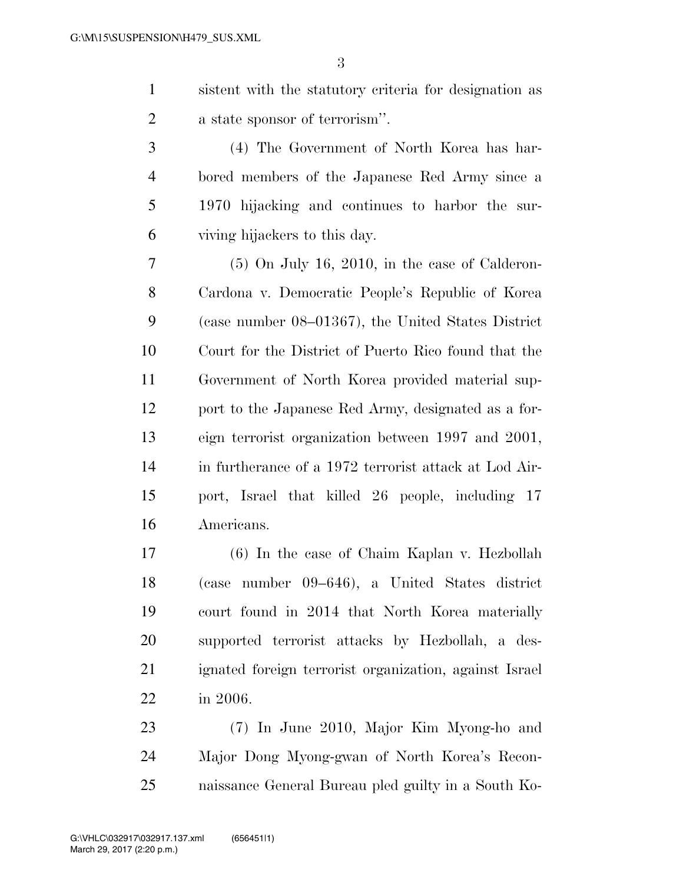sistent with the statutory criteria for designation as a state sponsor of terrorism''.

(4) The Government of North Korea has harbored members of the Japanese Red Army since a 1970 hijacking and continues to harbor the surviving hijackers to this day.

(5) On July 16, 2010, in the case of Calderon-Cardona v. Democratic People's Republic of Korea (case number 08–01367), the United States District Court for the District of Puerto Rico found that the Government of North Korea provided material support to the Japanese Red Army, designated as a foreign terrorist organization between 1997 and 2001, in furtherance of a 1972 terrorist attack at Lod Airport, Israel that killed 26 people, including 17 Americans.

(6) In the case of Chaim Kaplan v. Hezbollah (case number 09–646), a United States district court found in 2014 that North Korea materially supported terrorist attacks by Hezbollah, a designated foreign terrorist organization, against Israel in 2006.

(7) In June 2010, Major Kim Myong-ho and Major Dong Myong-gwan of North Korea's Reconnaissance General Bureau pled guilty in a South Ko-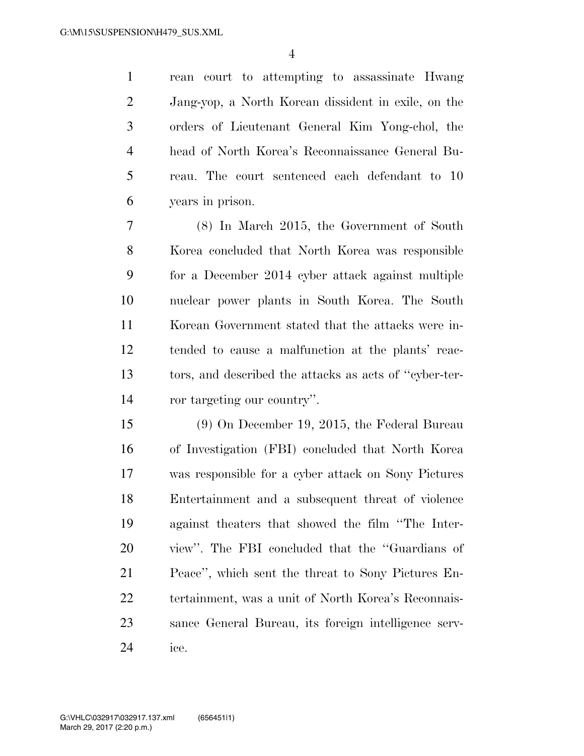rean court to attempting to assassinate Hwang Jang-yop, a North Korean dissident in exile, on the orders of Lieutenant General Kim Yong-chol, the head of North Korea's Reconnaissance General Bureau. The court sentenced each defendant to 10 years in prison.

(8) In March 2015, the Government of South Korea concluded that North Korea was responsible for a December 2014 cyber attack against multiple nuclear power plants in South Korea. The South Korean Government stated that the attacks were intended to cause a malfunction at the plants' reactors, and described the attacks as acts of ''cyber-terror targeting our country''.

(9) On December 19, 2015, the Federal Bureau of Investigation (FBI) concluded that North Korea was responsible for a cyber attack on Sony Pictures Entertainment and a subsequent threat of violence against theaters that showed the film ''The Interview''. The FBI concluded that the ''Guardians of Peace'', which sent the threat to Sony Pictures Entertainment, was a unit of North Korea's Reconnaissance General Bureau, its foreign intelligence service.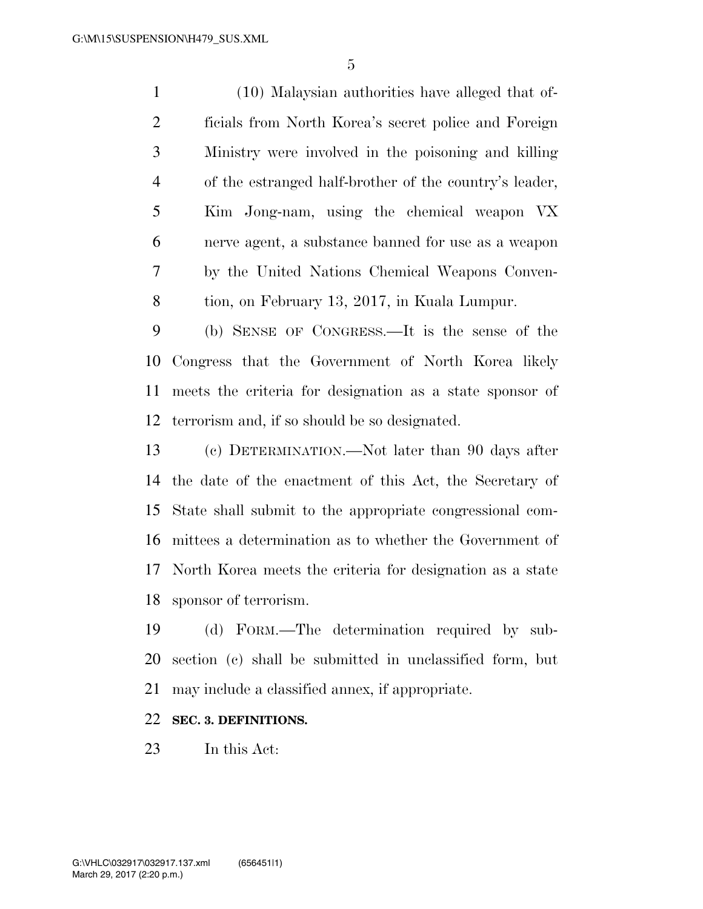(10) Malaysian authorities have alleged that officials from North Korea's secret police and Foreign Ministry were involved in the poisoning and killing of the estranged half-brother of the country's leader, Kim Jong-nam, using the chemical weapon VX nerve agent, a substance banned for use as a weapon by the United Nations Chemical Weapons Convention, on February 13, 2017, in Kuala Lumpur.

(b) SENSE OF CONGRESS.—It is the sense of the Congress that the Government of North Korea likely meets the criteria for designation as a state sponsor of terrorism and, if so should be so designated.

(c) DETERMINATION.—Not later than 90 days after the date of the enactment of this Act, the Secretary of State shall submit to the appropriate congressional committees a determination as to whether the Government of North Korea meets the criteria for designation as a state sponsor of terrorism.

(d) FORM.—The determination required by subsection (c) shall be submitted in unclassified form, but may include a classified annex, if appropriate.

**SEC. 3. DEFINITIONS.**

In this Act: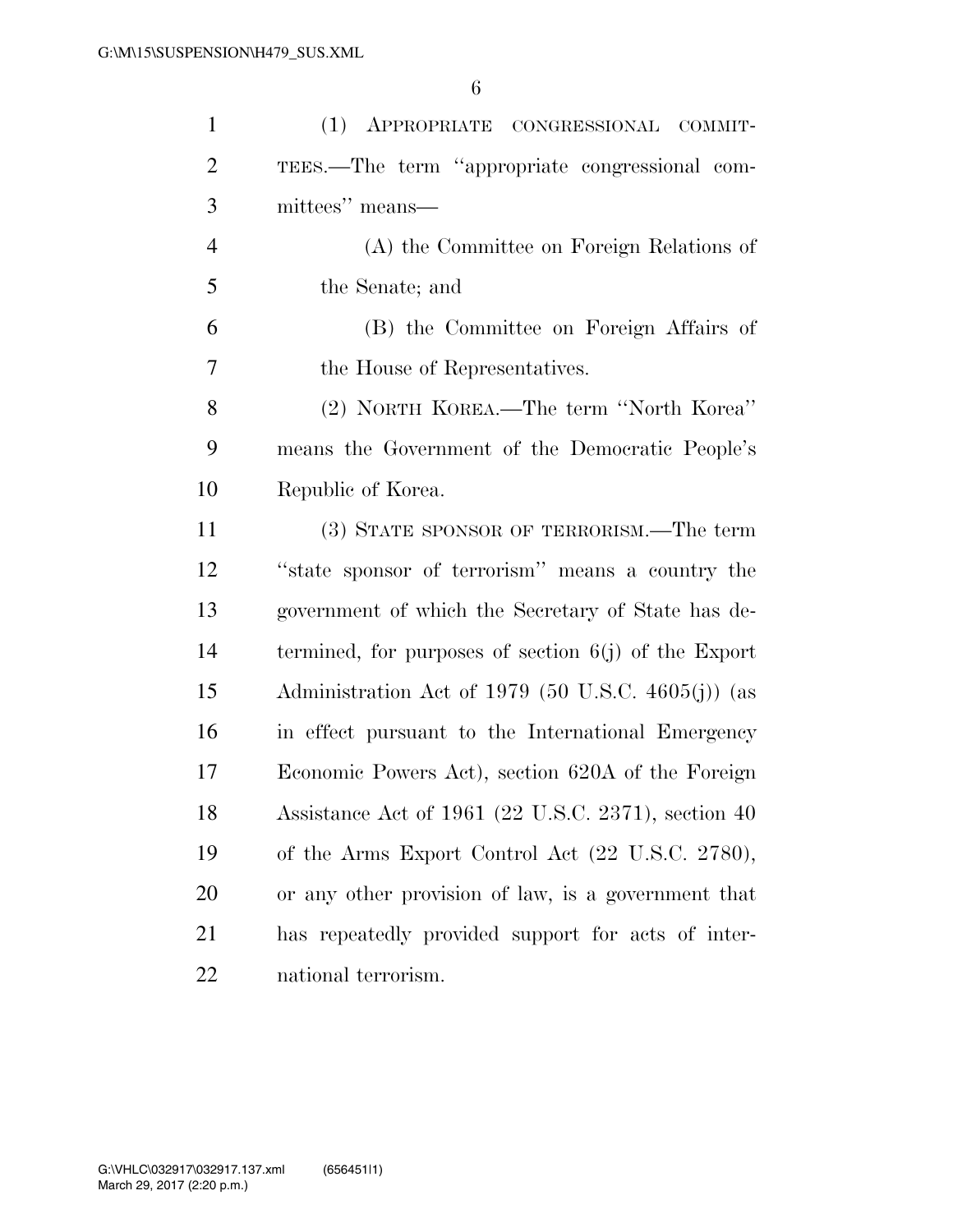(1) APPROPRIATE CONGRESSIONAL COMMITTEES.—The term ''appropriate congressional committees'' means—

(A) the Committee on Foreign Relations of the Senate; and

(B) the Committee on Foreign Affairs of the House of Representatives.

(2) NORTH KOREA.—The term ''North Korea'' means the Government of the Democratic People's Republic of Korea.

(3) STATE SPONSOR OF TERRORISM.—The term ''state sponsor of terrorism'' means a country the government of which the Secretary of State has determined, for purposes of section 6(j) of the Export Administration Act of 1979 (50 U.S.C. 4605(j)) (as in effect pursuant to the International Emergency Economic Powers Act), section 620A of the Foreign Assistance Act of 1961 (22 U.S.C. 2371), section 40 of the Arms Export Control Act (22 U.S.C. 2780), or any other provision of law, is a government that has repeatedly provided support for acts of international terrorism.